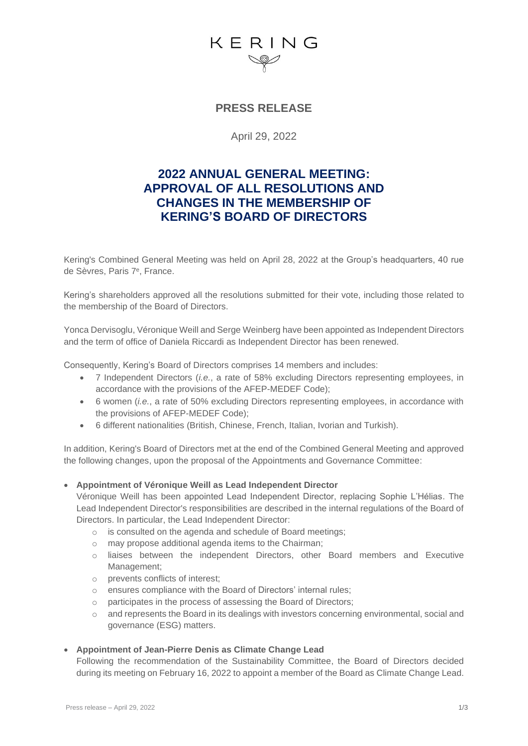KERING

# PRESS RELEASE

April 29, 2022

## 2022 ANNUAL GENERAL MEETING: APPROVAL OF ALL RESOLUTIONS AND CHANGES IN THE MEMBERSHIP OF KERING'S BOARD OF DIRECTORS

Kering's Combined General Meeting was held on April 28, 2022 at the Group's headquarters, 40 rue de Sèvres, Paris 7e, France.

Kering's shareholders approved all the resolutions submitted for their vote, including those related to the membership of the Board of Directors.

Yonca Dervisoglu, Véronique Weill and Serge Weinberg have been appointed as Independent Directors and the term of office of Daniela Riccardi as Independent Director has been renewed.

Consequently, Kering's Board of Directors comprises 14 members and includes:

- 7 Independent Directors (*i.e.*, a rate of 58% excluding Directors representing employees, in accordance with the provisions of the AFEP-MEDEF Code);
- 6 women (*i.e.*, a rate of 50% excluding Directors representing employees, in accordance with the provisions of AFEP-MEDEF Code);
- 6 different nationalities (British, Chinese, French, Italian, Ivorian and Turkish).

In addition, Kering's Board of Directors met at the end of the Combined General Meeting and approved the following changes, upon the proposal of the Appointments and Governance Committee:

- **Appointment of Véronique Weill as Lead Independent Director**

  Véronique Weill has been appointed Lead Independent Director, replacing Sophie L'Hélias. The Lead Independent Director's responsibilities are described in the internal regulations of the Board of Directors. In particular, the Lead Independent Director:
  - is consulted on the agenda and schedule of Board meetings;
  - may propose additional agenda items to the Chairman;
  - liaises between the independent Directors, other Board members and Executive Management;
  - prevents conflicts of interest;
  - ensures compliance with the Board of Directors' internal rules;
  - participates in the process of assessing the Board of Directors;
  - and represents the Board in its dealings with investors concerning environmental, social and governance (ESG) matters.

- **Appointment of Jean-Pierre Denis as Climate Change Lead**

  Following the recommendation of the Sustainability Committee, the Board of Directors decided during its meeting on February 16, 2022 to appoint a member of the Board as Climate Change Lead.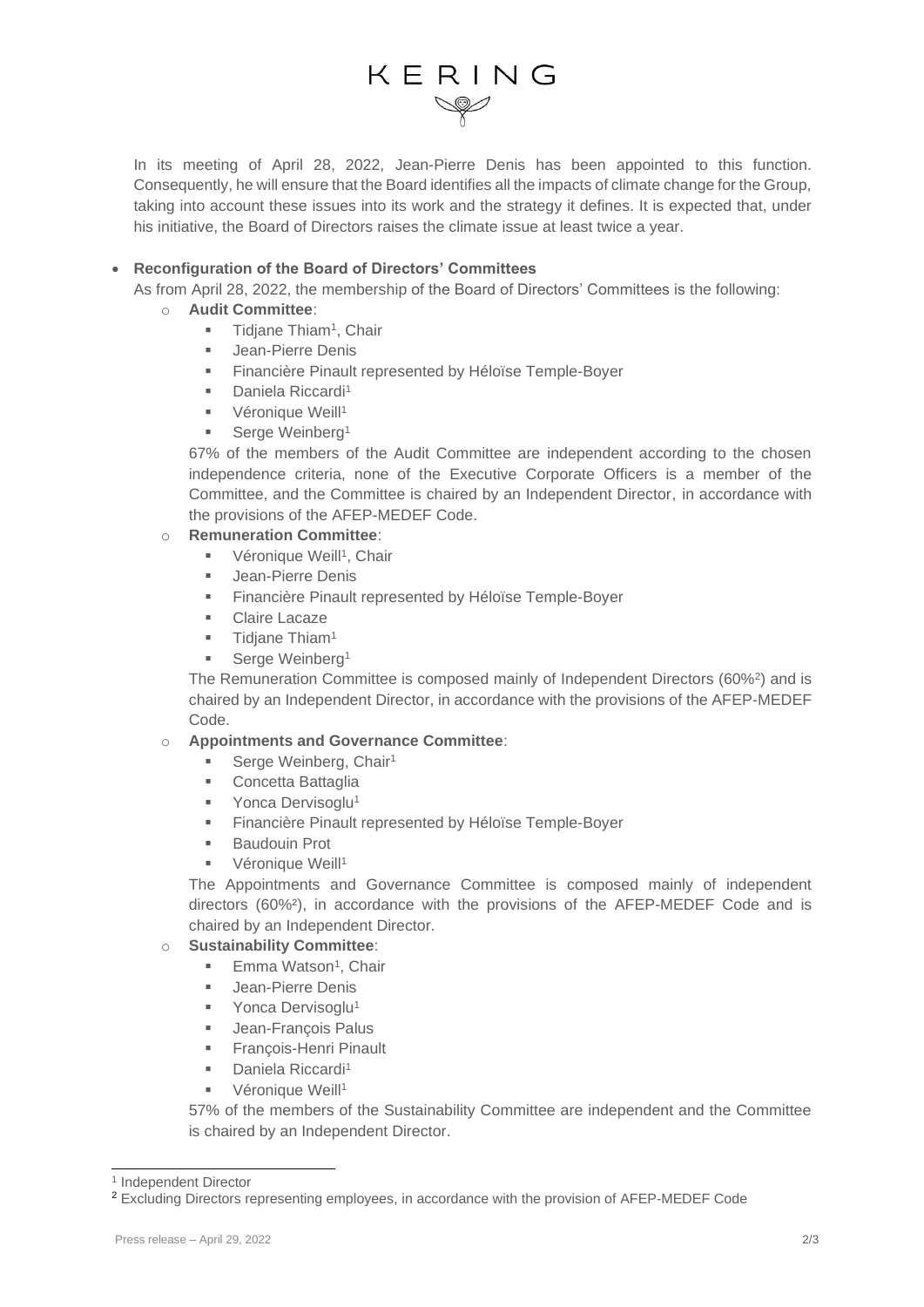In its meeting of April 28, 2022, Jean-Pierre Denis has been appointed to this function. Consequently, he will ensure that the Board identifies all the impacts of climate change for the Group, taking into account these issues into its work and the strategy it defines. It is expected that, under his initiative, the Board of Directors raises the climate issue at least twice a year.

- **Reconfiguration of the Board of Directors' Committees**

  As from April 28, 2022, the membership of the Board of Directors' Committees is the following:

  - **Audit Committee**:
    - Tidjane Thiam[1], Chair
    - Jean-Pierre Denis
    - Financière Pinault represented by Héloïse Temple-Boyer
    - Daniela Riccardi[1]
    - Véronique Weill[1]
    - Serge Weinberg[1]

    67% of the members of the Audit Committee are independent according to the chosen independence criteria, none of the Executive Corporate Officers is a member of the Committee, and the Committee is chaired by an Independent Director, in accordance with the provisions of the AFEP-MEDEF Code.

  - **Remuneration Committee**:
    - Véronique Weill[1], Chair
    - Jean-Pierre Denis
    - Financière Pinault represented by Héloïse Temple-Boyer
    - Claire Lacaze
    - Tidjane Thiam[1]
    - Serge Weinberg[1]

    The Remuneration Committee is composed mainly of Independent Directors (60%[2]) and is chaired by an Independent Director, in accordance with the provisions of the AFEP-MEDEF Code.

  - **Appointments and Governance Committee**:
    - Serge Weinberg, Chair[1]
    - Concetta Battaglia
    - Yonca Dervisoglu[1]
    - Financière Pinault represented by Héloïse Temple-Boyer
    - Baudouin Prot
    - Véronique Weill[1]

    The Appointments and Governance Committee is composed mainly of independent directors (60%[2]), in accordance with the provisions of the AFEP-MEDEF Code and is chaired by an Independent Director.

  - **Sustainability Committee**:
    - Emma Watson[1], Chair
    - Jean-Pierre Denis
    - Yonca Dervisoglu[1]
    - Jean-François Palus
    - François-Henri Pinault
    - Daniela Riccardi[1]
    - Véronique Weill[1]

    57% of the members of the Sustainability Committee are independent and the Committee is chaired by an Independent Director.

---

[1] Independent Director

[2] Excluding Directors representing employees, in accordance with the provision of AFEP-MEDEF Code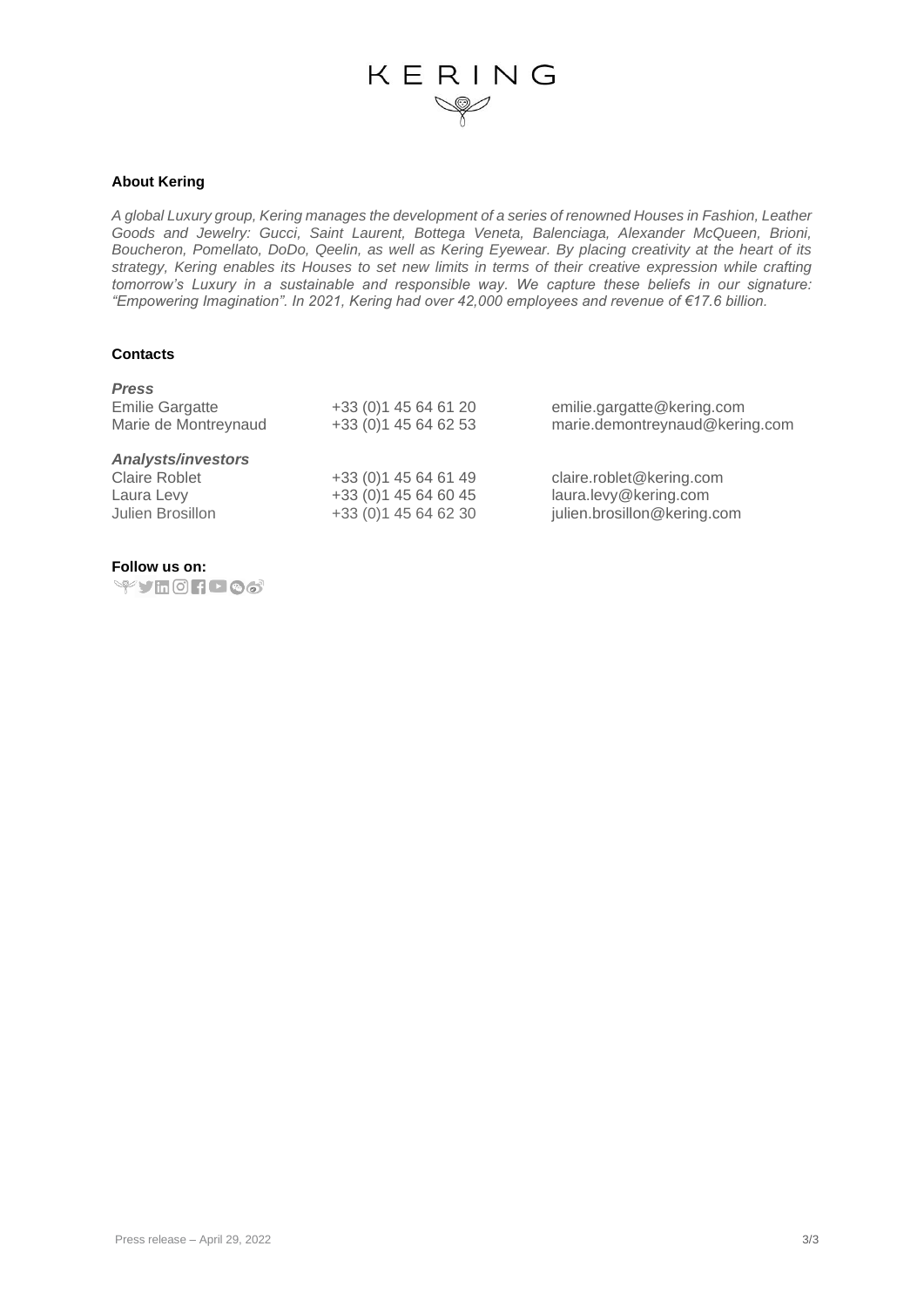KERING

**About Kering**

*A global Luxury group, Kering manages the development of a series of renowned Houses in Fashion, Leather Goods and Jewelry: Gucci, Saint Laurent, Bottega Veneta, Balenciaga, Alexander McQueen, Brioni, Boucheron, Pomellato, DoDo, Qeelin, as well as Kering Eyewear. By placing creativity at the heart of its strategy, Kering enables its Houses to set new limits in terms of their creative expression while crafting tomorrow's Luxury in a sustainable and responsible way. We capture these beliefs in our signature: "Empowering Imagination". In 2021, Kering had over 42,000 employees and revenue of €17.6 billion.*

**Contacts**

***Press***

| | | |
|---|---|---|
| Emilie Gargatte | +33 (0)1 45 64 61 20 | emilie.gargatte@kering.com |
| Marie de Montreynaud | +33 (0)1 45 64 62 53 | marie.demontreynaud@kering.com |

***Analysts/investors***

| | | |
|---|---|---|
| Claire Roblet | +33 (0)1 45 64 61 49 | claire.roblet@kering.com |
| Laura Levy | +33 (0)1 45 64 60 45 | laura.levy@kering.com |
| Julien Brosillon | +33 (0)1 45 64 62 30 | julien.brosillon@kering.com |

**Follow us on:**